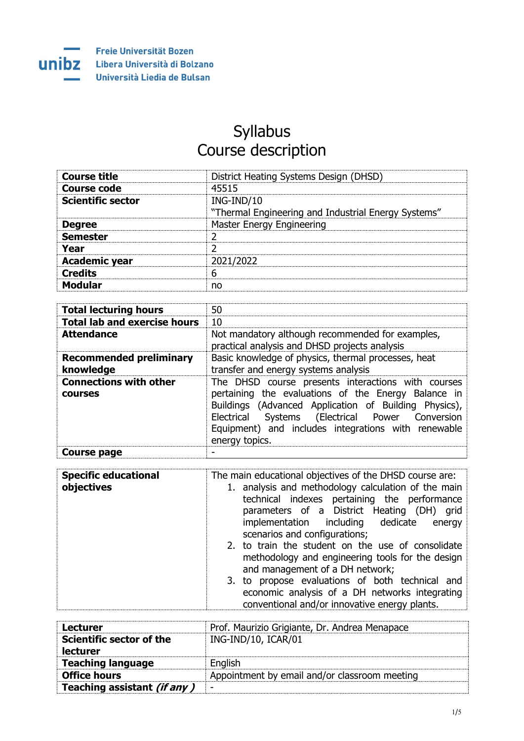Freie Universität Bozen
Libera Università di Bolzano
Università Liedia de Bulsan

# Syllabus
# Course description

| | |
|---|---|
| **Course title** | District Heating Systems Design (DHSD) |
| **Course code** | 45515 |
| **Scientific sector** | ING-IND/10<br>"Thermal Engineering and Industrial Energy Systems" |
| **Degree** | Master Energy Engineering |
| **Semester** | 2 |
| **Year** | 2 |
| **Academic year** | 2021/2022 |
| **Credits** | 6 |
| **Modular** | no |

| | |
|---|---|
| **Total lecturing hours** | 50 |
| **Total lab and exercise hours** | 10 |
| **Attendance** | Not mandatory although recommended for examples, practical analysis and DHSD projects analysis |
| **Recommended preliminary knowledge** | Basic knowledge of physics, thermal processes, heat transfer and energy systems analysis |
| **Connections with other courses** | The DHSD course presents interactions with courses pertaining the evaluations of the Energy Balance in Buildings (Advanced Application of Building Physics), Electrical Systems (Electrical Power Conversion Equipment) and includes integrations with renewable energy topics. |
| **Course page** | - |

| | |
|---|---|
| **Specific educational objectives** | The main educational objectives of the DHSD course are:<br>1. analysis and methodology calculation of the main technical indexes pertaining the performance parameters of a District Heating (DH) grid implementation including dedicate energy scenarios and configurations;<br>2. to train the student on the use of consolidate methodology and engineering tools for the design and management of a DH network;<br>3. to propose evaluations of both technical and economic analysis of a DH networks integrating conventional and/or innovative energy plants. |

| | |
|---|---|
| **Lecturer** | Prof. Maurizio Grigiante, Dr. Andrea Menapace |
| **Scientific sector of the lecturer** | ING-IND/10, ICAR/01 |
| **Teaching language** | English |
| **Office hours** | Appointment by email and/or classroom meeting |
| **Teaching assistant *(if any)*** | - |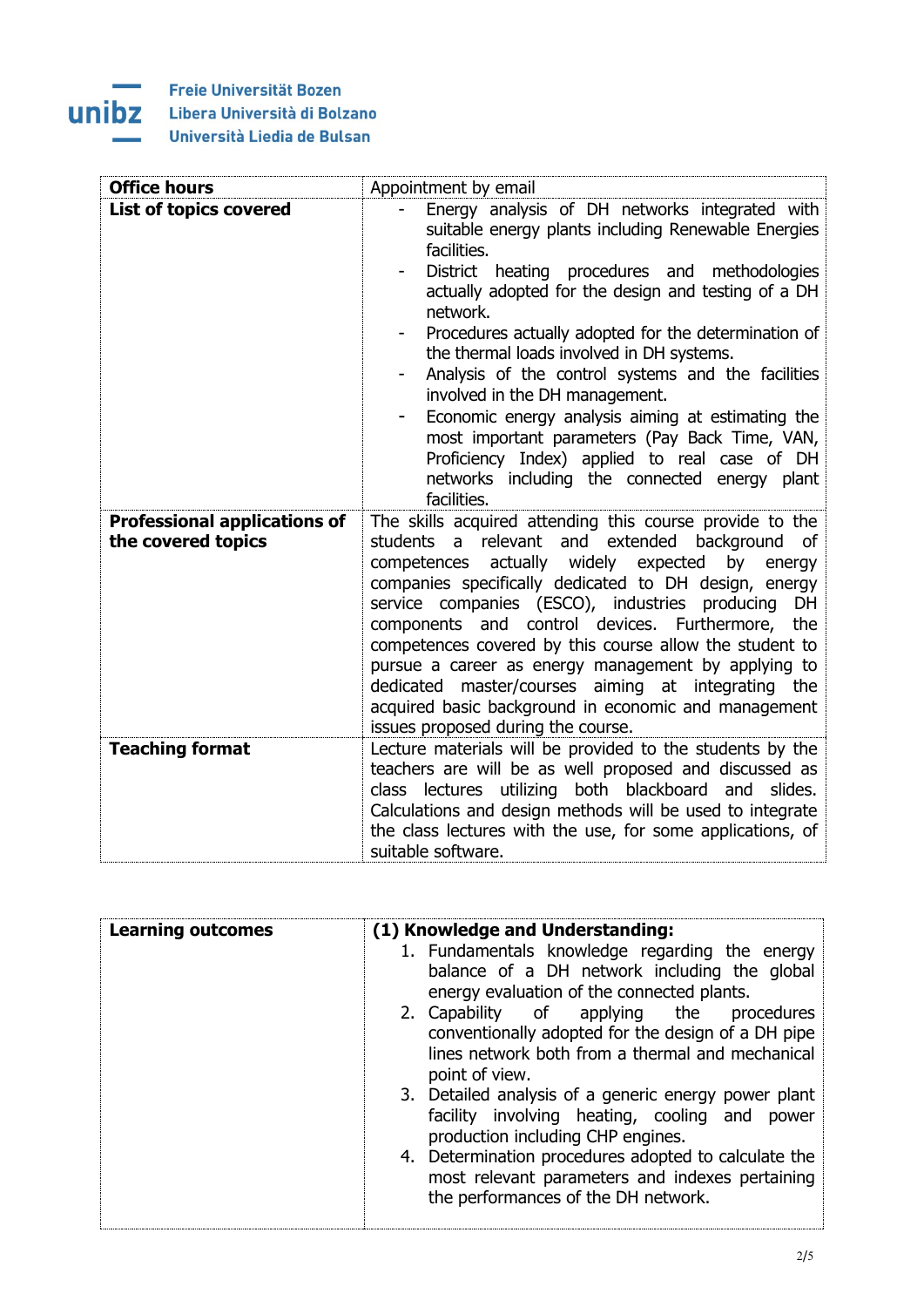| Office hours | Appointment by email |
| --- | --- |
| **List of topics covered** | - Energy analysis of DH networks integrated with suitable energy plants including Renewable Energies facilities.<br>- District heating procedures and methodologies actually adopted for the design and testing of a DH network.<br>- Procedures actually adopted for the determination of the thermal loads involved in DH systems.<br>- Analysis of the control systems and the facilities involved in the DH management.<br>- Economic energy analysis aiming at estimating the most important parameters (Pay Back Time, VAN, Proficiency Index) applied to real case of DH networks including the connected energy plant facilities. |
| **Professional applications of the covered topics** | The skills acquired attending this course provide to the students a relevant and extended background of competences actually widely expected by energy companies specifically dedicated to DH design, energy service companies (ESCO), industries producing DH components and control devices. Furthermore, the competences covered by this course allow the student to pursue a career as energy management by applying to dedicated master/courses aiming at integrating the acquired basic background in economic and management issues proposed during the course. |
| **Teaching format** | Lecture materials will be provided to the students by the teachers are will be as well proposed and discussed as class lectures utilizing both blackboard and slides. Calculations and design methods will be used to integrate the class lectures with the use, for some applications, of suitable software. |

| Learning outcomes | **(1) Knowledge and Understanding:**<br>1. Fundamentals knowledge regarding the energy balance of a DH network including the global energy evaluation of the connected plants.<br>2. Capability of applying the procedures conventionally adopted for the design of a DH pipe lines network both from a thermal and mechanical point of view.<br>3. Detailed analysis of a generic energy power plant facility involving heating, cooling and power production including CHP engines.<br>4. Determination procedures adopted to calculate the most relevant parameters and indexes pertaining the performances of the DH network. |
| --- | --- |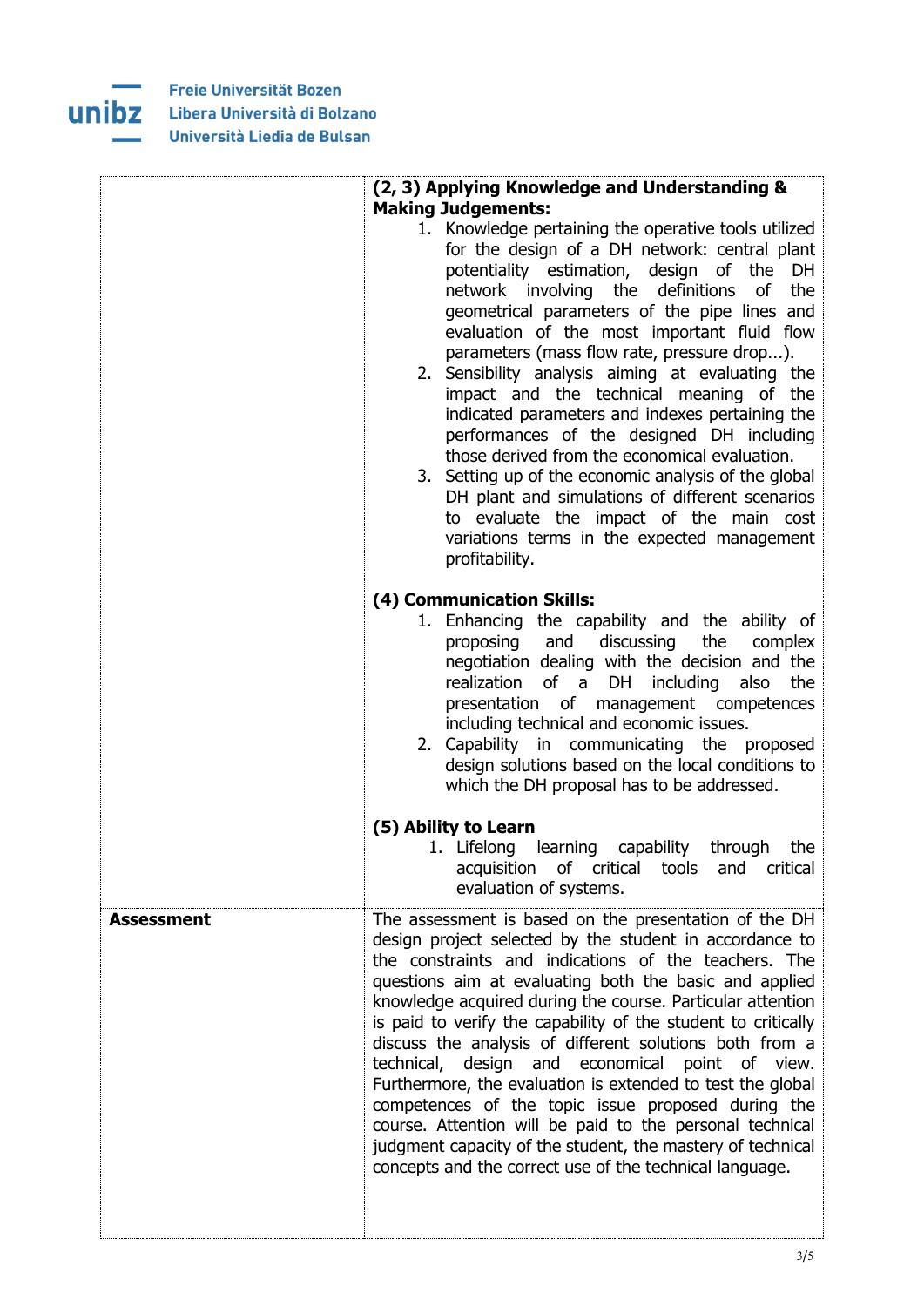| | |
|---|---|
| | **(2, 3) Applying Knowledge and Understanding & Making Judgements:**<br>1. Knowledge pertaining the operative tools utilized for the design of a DH network: central plant potentiality estimation, design of the DH network involving the definitions of the geometrical parameters of the pipe lines and evaluation of the most important fluid flow parameters (mass flow rate, pressure drop...).<br>2. Sensibility analysis aiming at evaluating the impact and the technical meaning of the indicated parameters and indexes pertaining the performances of the designed DH including those derived from the economical evaluation.<br>3. Setting up of the economic analysis of the global DH plant and simulations of different scenarios to evaluate the impact of the main cost variations terms in the expected management profitability.<br><br>**(4) Communication Skills:**<br>1. Enhancing the capability and the ability of proposing and discussing the complex negotiation dealing with the decision and the realization of a DH including also the presentation of management competences including technical and economic issues.<br>2. Capability in communicating the proposed design solutions based on the local conditions to which the DH proposal has to be addressed.<br><br>**(5) Ability to Learn**<br>1. Lifelong learning capability through the acquisition of critical tools and critical evaluation of systems. |
| **Assessment** | The assessment is based on the presentation of the DH design project selected by the student in accordance to the constraints and indications of the teachers. The questions aim at evaluating both the basic and applied knowledge acquired during the course. Particular attention is paid to verify the capability of the student to critically discuss the analysis of different solutions both from a technical, design and economical point of view. Furthermore, the evaluation is extended to test the global competences of the topic issue proposed during the course. Attention will be paid to the personal technical judgment capacity of the student, the mastery of technical concepts and the correct use of the technical language. |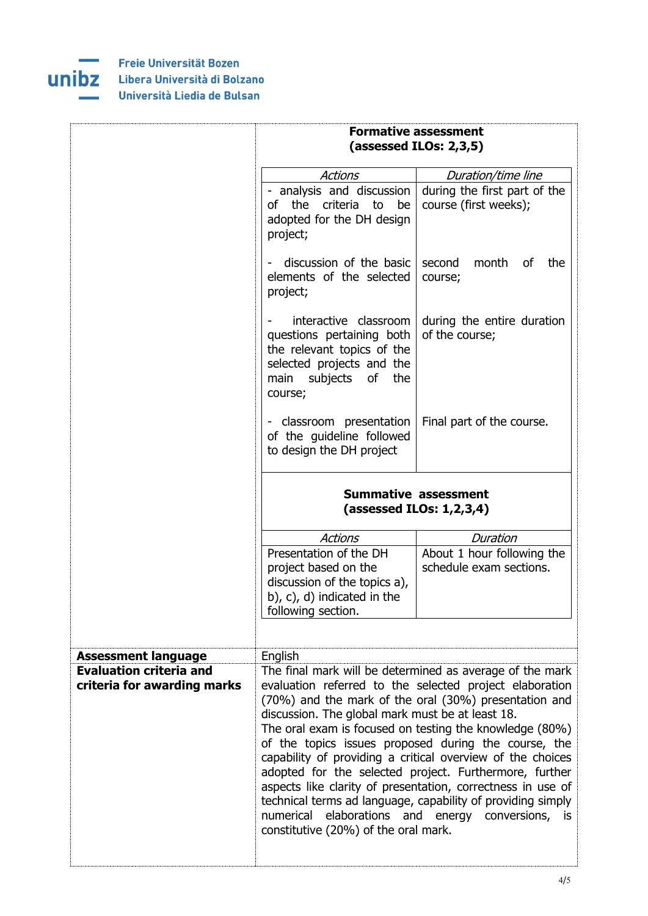| | |
|---|---|
| | **Formative assessment (assessed ILOs: 2,3,5)**<br><br>*Actions* / *Duration/time line*<br>- analysis and discussion of the criteria to be adopted for the DH design project; — during the first part of the course (first weeks);<br>- discussion of the basic elements of the selected project; — second month of the course;<br>- interactive classroom questions pertaining both the relevant topics of the selected projects and the main subjects of the course; — during the entire duration of the course;<br>- classroom presentation of the guideline followed to design the DH project — Final part of the course.<br><br>**Summative assessment (assessed ILOs: 1,2,3,4)**<br><br>*Actions* / *Duration*<br>Presentation of the DH project based on the discussion of the topics a), b), c), d) indicated in the following section. — About 1 hour following the schedule exam sections. |
| **Assessment language** | English |
| **Evaluation criteria and criteria for awarding marks** | The final mark will be determined as average of the mark evaluation referred to the selected project elaboration (70%) and the mark of the oral (30%) presentation and discussion. The global mark must be at least 18.<br>The oral exam is focused on testing the knowledge (80%) of the topics issues proposed during the course, the capability of providing a critical overview of the choices adopted for the selected project. Furthermore, further aspects like clarity of presentation, correctness in use of technical terms ad language, capability of providing simply numerical elaborations and energy conversions, is constitutive (20%) of the oral mark. |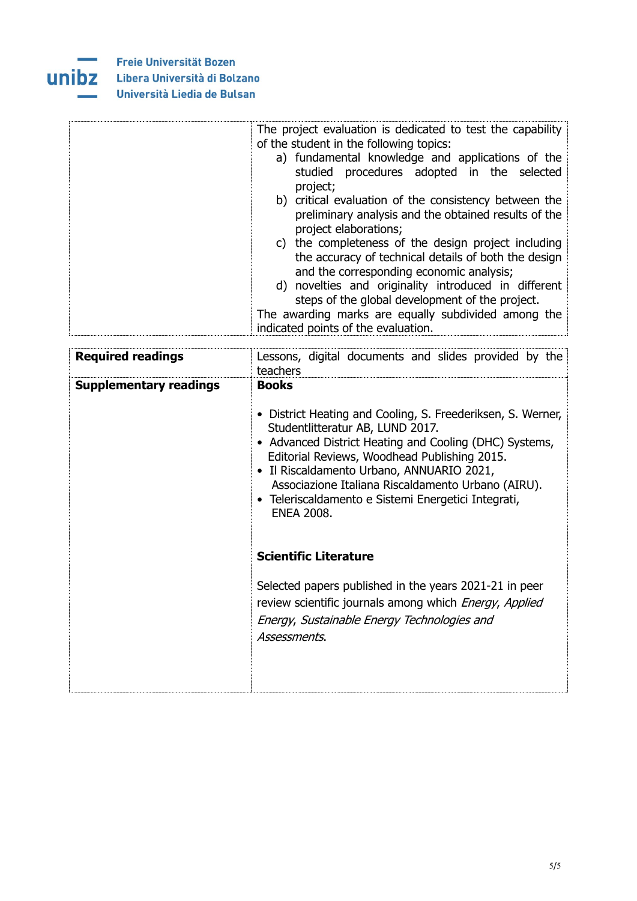| | |
|---|---|
| | The project evaluation is dedicated to test the capability of the student in the following topics:<br>a) fundamental knowledge and applications of the studied procedures adopted in the selected project;<br>b) critical evaluation of the consistency between the preliminary analysis and the obtained results of the project elaborations;<br>c) the completeness of the design project including the accuracy of technical details of both the design and the corresponding economic analysis;<br>d) novelties and originality introduced in different steps of the global development of the project.<br>The awarding marks are equally subdivided among the indicated points of the evaluation. |

| | |
|---|---|
| **Required readings** | Lessons, digital documents and slides provided by the teachers |
| **Supplementary readings** | **Books**<br><br>• District Heating and Cooling, S. Freederiksen, S. Werner, Studentlitteratur AB, LUND 2017.<br>• Advanced District Heating and Cooling (DHC) Systems, Editorial Reviews, Woodhead Publishing 2015.<br>• Il Riscaldamento Urbano, ANNUARIO 2021, Associazione Italiana Riscaldamento Urbano (AIRU).<br>• Teleriscaldamento e Sistemi Energetici Integrati, ENEA 2008.<br><br>**Scientific Literature**<br><br>Selected papers published in the years 2021-21 in peer review scientific journals among which *Energy*, *Applied Energy*, *Sustainable Energy Technologies and Assessments*. |